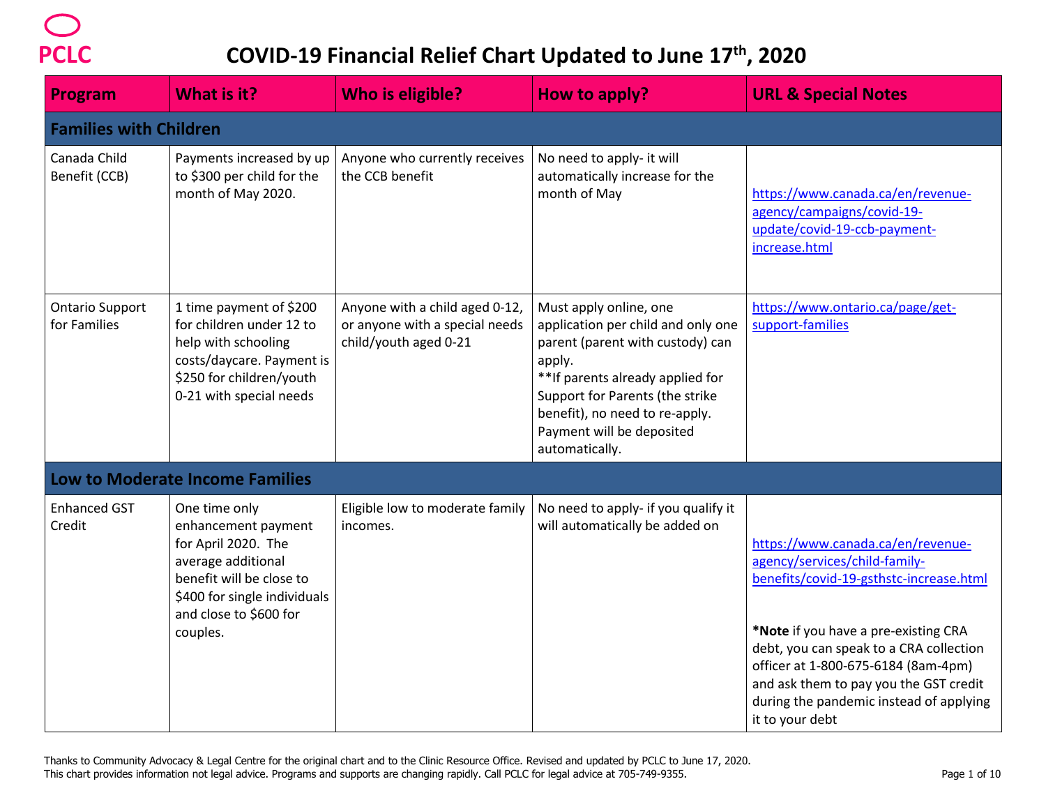PCLC

# COVID-19 Financial Relief Chart Updated to June 17th, 2020

| Program | What is it? | Who is eligible? | How to apply? | URL & Special Notes |
|---|---|---|---|---|
| **Families with Children** | | | | |
| Canada Child Benefit (CCB) | Payments increased by up to $300 per child for the month of May 2020. | Anyone who currently receives the CCB benefit | No need to apply- it will automatically increase for the month of May | https://www.canada.ca/en/revenue-agency/campaigns/covid-19-update/covid-19-ccb-payment-increase.html |
| Ontario Support for Families | 1 time payment of $200 for children under 12 to help with schooling costs/daycare. Payment is $250 for children/youth 0-21 with special needs | Anyone with a child aged 0-12, or anyone with a special needs child/youth aged 0-21 | Must apply online, one application per child and only one parent (parent with custody) can apply.<br>**If parents already applied for Support for Parents (the strike benefit), no need to re-apply. Payment will be deposited automatically. | https://www.ontario.ca/page/get-support-families |
| **Low to Moderate Income Families** | | | | |
| Enhanced GST Credit | One time only enhancement payment for April 2020. The average additional benefit will be close to $400 for single individuals and close to $600 for couples. | Eligible low to moderate family incomes. | No need to apply- if you qualify it will automatically be added on | https://www.canada.ca/en/revenue-agency/services/child-family-benefits/covid-19-gsthstc-increase.html<br><br>***Note** if you have a pre-existing CRA debt, you can speak to a CRA collection officer at 1-800-675-6184 (8am-4pm) and ask them to pay you the GST credit during the pandemic instead of applying it to your debt |

Thanks to Community Advocacy & Legal Centre for the original chart and to the Clinic Resource Office. Revised and updated by PCLC to June 17, 2020.
This chart provides information not legal advice. Programs and supports are changing rapidly. Call PCLC for legal advice at 705-749-9355.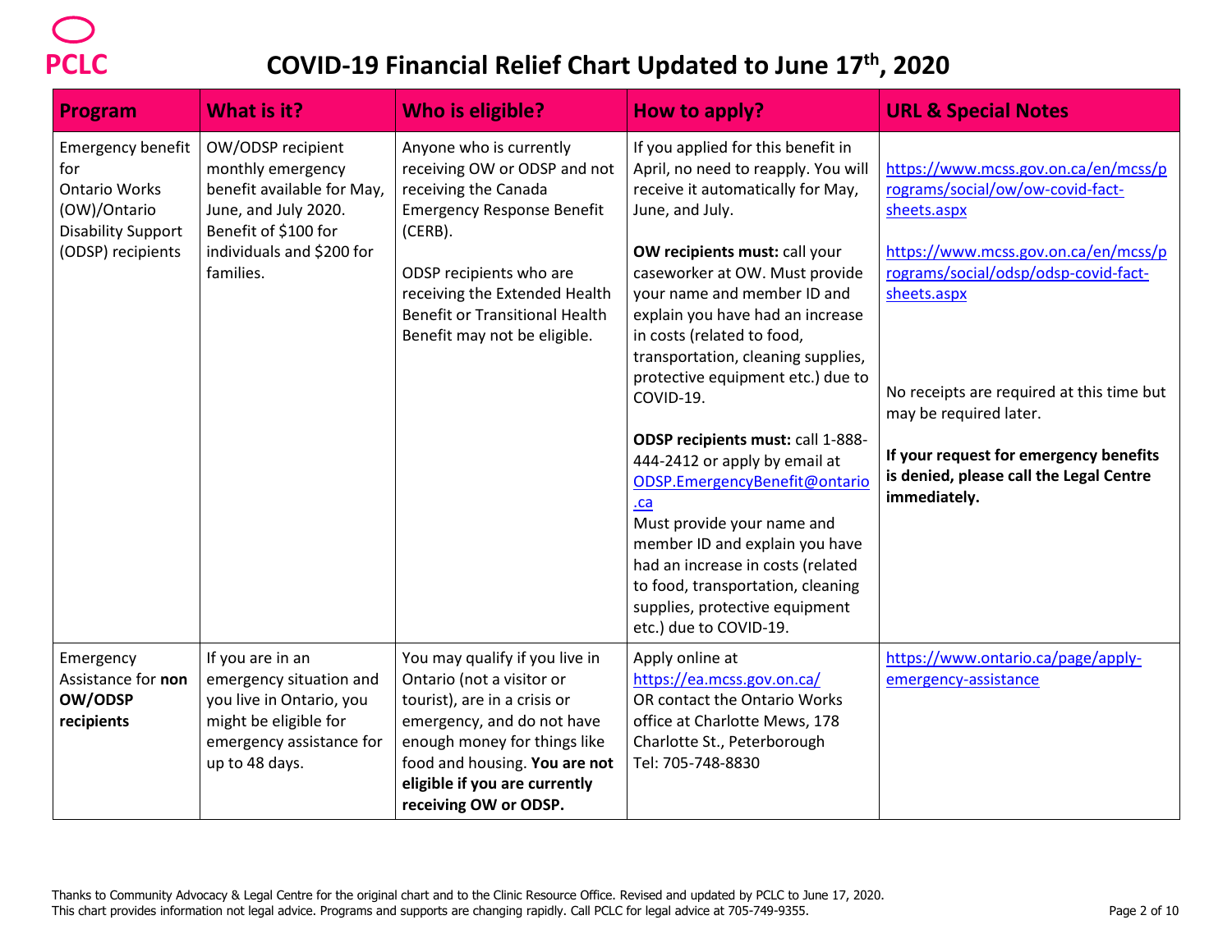# COVID-19 Financial Relief Chart Updated to June 17th, 2020

| Program | What is it? | Who is eligible? | How to apply? | URL & Special Notes |
|---|---|---|---|---|
| Emergency benefit for Ontario Works (OW)/Ontario Disability Support (ODSP) recipients | OW/ODSP recipient monthly emergency benefit available for May, June, and July 2020. Benefit of $100 for individuals and $200 for families. | Anyone who is currently receiving OW or ODSP and not receiving the Canada Emergency Response Benefit (CERB).<br><br>ODSP recipients who are receiving the Extended Health Benefit or Transitional Health Benefit may not be eligible. | If you applied for this benefit in April, no need to reapply. You will receive it automatically for May, June, and July.<br><br>**OW recipients must:** call your caseworker at OW. Must provide your name and member ID and explain you have had an increase in costs (related to food, transportation, cleaning supplies, protective equipment etc.) due to COVID-19.<br><br>**ODSP recipients must:** call 1-888-444-2412 or apply by email at ODSP.EmergencyBenefit@ontario.ca<br>Must provide your name and member ID and explain you have had an increase in costs (related to food, transportation, cleaning supplies, protective equipment etc.) due to COVID-19. | https://www.mcss.gov.on.ca/en/mcss/programs/social/ow/ow-covid-fact-sheets.aspx<br><br>https://www.mcss.gov.on.ca/en/mcss/programs/social/odsp/odsp-covid-fact-sheets.aspx<br><br>No receipts are required at this time but may be required later.<br><br>**If your request for emergency benefits is denied, please call the Legal Centre immediately.** |
| Emergency Assistance for **non OW/ODSP recipients** | If you are in an emergency situation and you live in Ontario, you might be eligible for emergency assistance for up to 48 days. | You may qualify if you live in Ontario (not a visitor or tourist), are in a crisis or emergency, and do not have enough money for things like food and housing. **You are not eligible if you are currently receiving OW or ODSP.** | Apply online at https://ea.mcss.gov.on.ca/<br>OR contact the Ontario Works office at Charlotte Mews, 178 Charlotte St., Peterborough<br>Tel: 705-748-8830 | https://www.ontario.ca/page/apply-emergency-assistance |

Thanks to Community Advocacy & Legal Centre for the original chart and to the Clinic Resource Office. Revised and updated by PCLC to June 17, 2020.
This chart provides information not legal advice. Programs and supports are changing rapidly. Call PCLC for legal advice at 705-749-9355.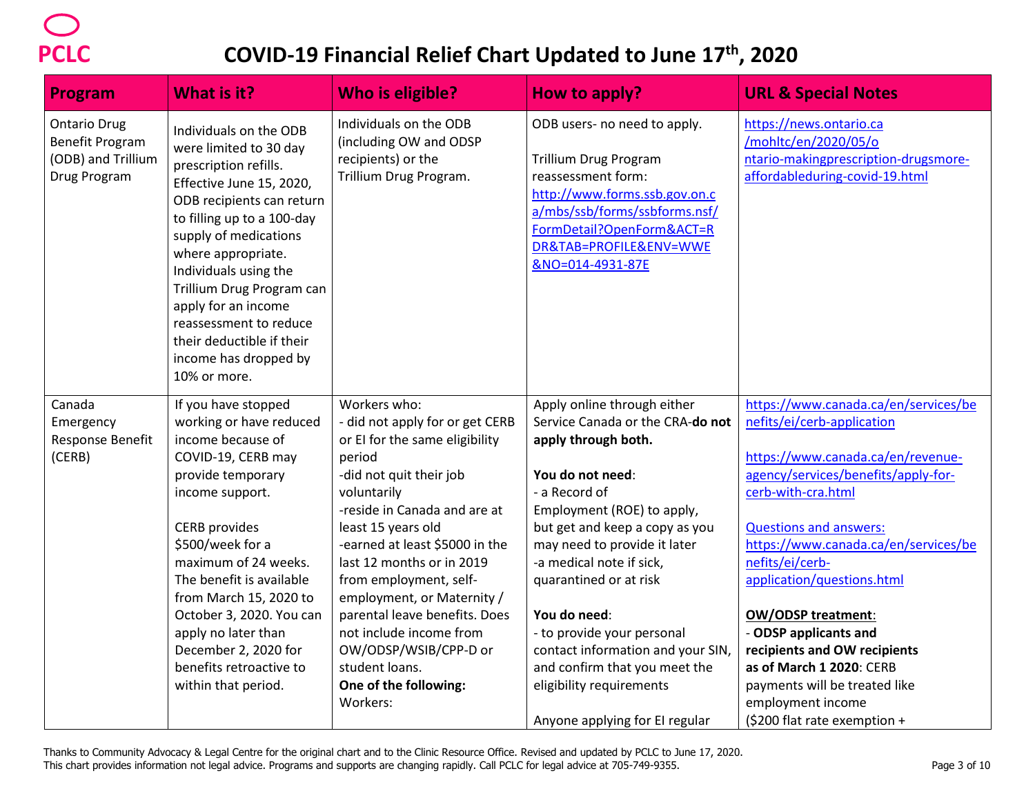# COVID-19 Financial Relief Chart Updated to June 17th, 2020

| Program | What is it? | Who is eligible? | How to apply? | URL & Special Notes |
|---|---|---|---|---|
| Ontario Drug Benefit Program (ODB) and Trillium Drug Program | Individuals on the ODB were limited to 30 day prescription refills. Effective June 15, 2020, ODB recipients can return to filling up to a 100-day supply of medications where appropriate. Individuals using the Trillium Drug Program can apply for an income reassessment to reduce their deductible if their income has dropped by 10% or more. | Individuals on the ODB (including OW and ODSP recipients) or the Trillium Drug Program. | ODB users- no need to apply.<br><br>Trillium Drug Program reassessment form: http://www.forms.ssb.gov.on.ca/mbs/ssb/forms/ssbforms.nsf/FormDetail?OpenForm&ACT=RDR&TAB=PROFILE&ENV=WWE&NO=014-4931-87E | https://news.ontario.ca/mohltc/en/2020/05/ontario-makingprescription-drugsmore-affordableduring-covid-19.html |
| Canada Emergency Response Benefit (CERB) | If you have stopped working or have reduced income because of COVID-19, CERB may provide temporary income support.<br><br>CERB provides $500/week for a maximum of 24 weeks. The benefit is available from March 15, 2020 to October 3, 2020. You can apply no later than December 2, 2020 for benefits retroactive to within that period. | Workers who:<br>- did not apply for or get CERB or EI for the same eligibility period<br>-did not quit their job voluntarily<br>-reside in Canada and are at least 15 years old<br>-earned at least $5000 in the last 12 months or in 2019 from employment, self-employment, or Maternity / parental leave benefits. Does not include income from OW/ODSP/WSIB/CPP-D or student loans.<br>**One of the following:**<br>Workers: | Apply online through either Service Canada or the CRA-**do not apply through both.**<br><br>**You do not need**:<br>- a Record of Employment (ROE) to apply, but get and keep a copy as you may need to provide it later<br>-a medical note if sick, quarantined or at risk<br><br>**You do need**:<br>- to provide your personal contact information and your SIN, and confirm that you meet the eligibility requirements<br><br>Anyone applying for EI regular | https://www.canada.ca/en/services/benefits/ei/cerb-application<br><br>https://www.canada.ca/en/revenue-agency/services/benefits/apply-for-cerb-with-cra.html<br><br>Questions and answers: https://www.canada.ca/en/services/benefits/ei/cerb-application/questions.html<br><br>**OW/ODSP treatment**:<br>- **ODSP applicants and recipients and OW recipients as of March 1 2020**: CERB payments will be treated like employment income ($200 flat rate exemption + |

Thanks to Community Advocacy & Legal Centre for the original chart and to the Clinic Resource Office. Revised and updated by PCLC to June 17, 2020.
This chart provides information not legal advice. Programs and supports are changing rapidly. Call PCLC for legal advice at 705-749-9355.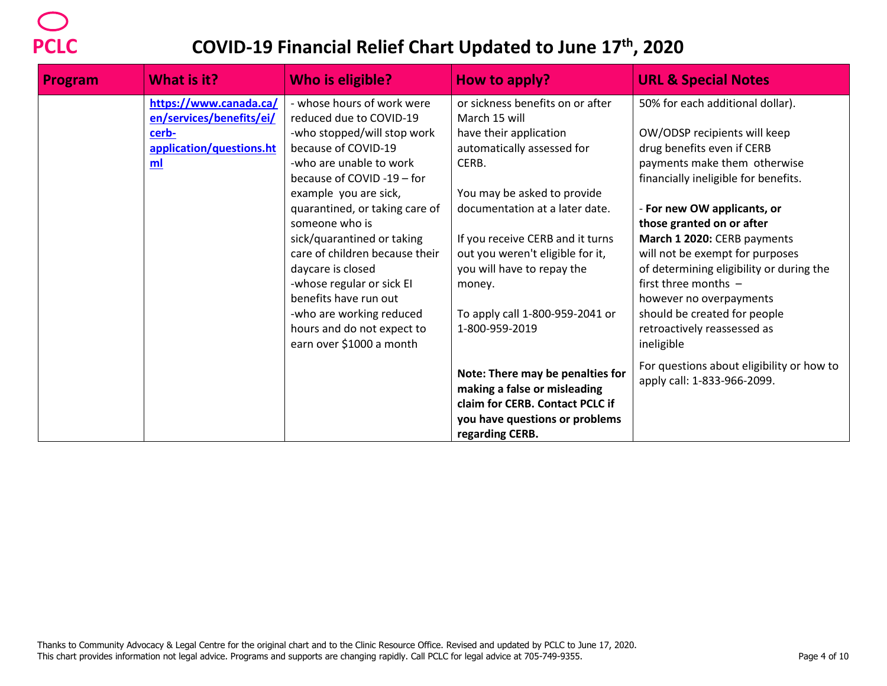# COVID-19 Financial Relief Chart Updated to June 17th, 2020

| Program | What is it? | Who is eligible? | How to apply? | URL & Special Notes |
|---|---|---|---|---|
| | **https://www.canada.ca/en/services/benefits/ei/cerb-application/questions.html** | - whose hours of work were reduced due to COVID-19<br>-who stopped/will stop work because of COVID-19<br>-who are unable to work because of COVID -19 – for example you are sick, quarantined, or taking care of someone who is sick/quarantined or taking care of children because their daycare is closed<br>-whose regular or sick EI benefits have run out<br>-who are working reduced hours and do not expect to earn over $1000 a month | or sickness benefits on or after March 15 will have their application automatically assessed for CERB.<br><br>You may be asked to provide documentation at a later date.<br><br>If you receive CERB and it turns out you weren't eligible for it, you will have to repay the money.<br><br>To apply call 1-800-959-2041 or 1-800-959-2019<br><br>**Note: There may be penalties for making a false or misleading claim for CERB. Contact PCLC if you have questions or problems regarding CERB.** | 50% for each additional dollar).<br><br>OW/ODSP recipients will keep drug benefits even if CERB payments make them otherwise financially ineligible for benefits.<br><br>- **For new OW applicants, or those granted on or after March 1 2020:** CERB payments will not be exempt for purposes of determining eligibility or during the first three months – however no overpayments should be created for people retroactively reassessed as ineligible<br><br>For questions about eligibility or how to apply call: 1-833-966-2099. |

Thanks to Community Advocacy & Legal Centre for the original chart and to the Clinic Resource Office. Revised and updated by PCLC to June 17, 2020.
This chart provides information not legal advice. Programs and supports are changing rapidly. Call PCLC for legal advice at 705-749-9355.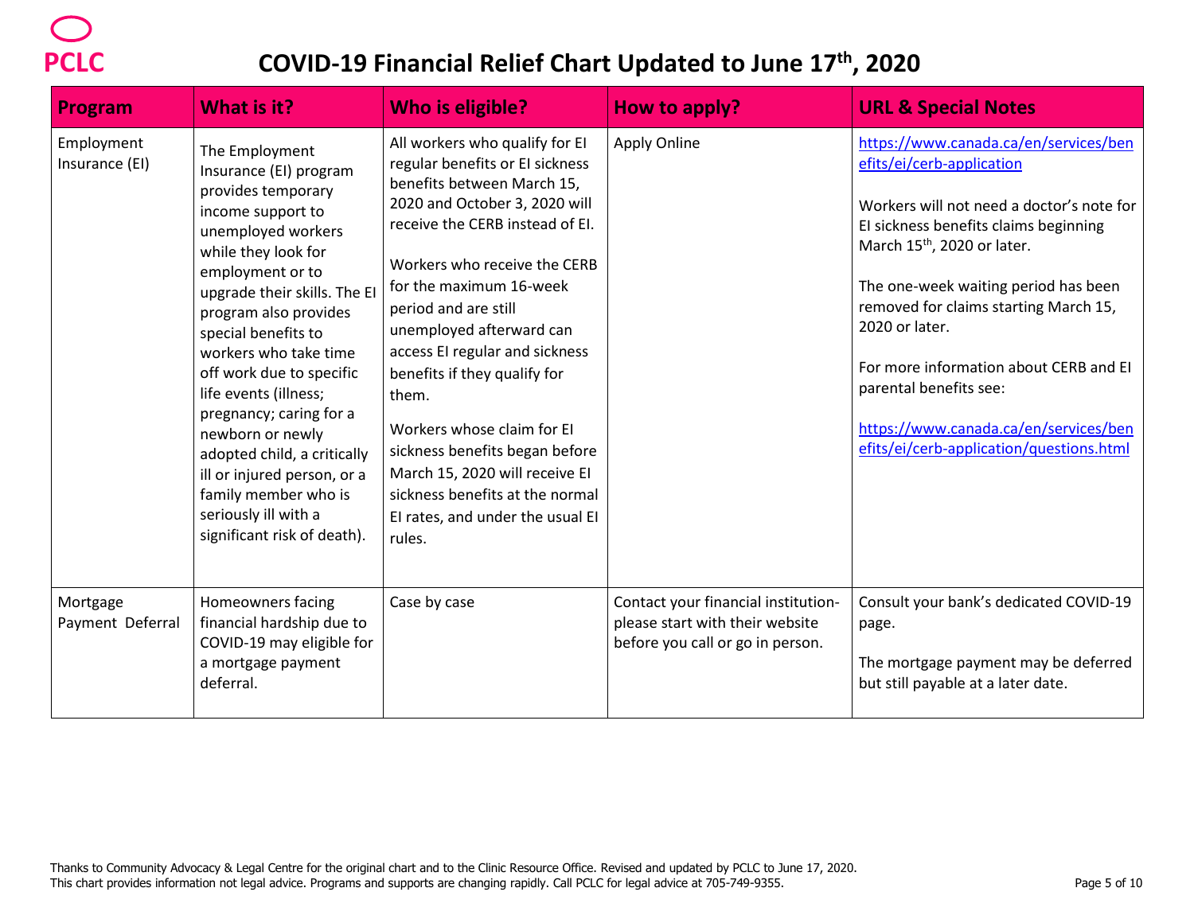# COVID-19 Financial Relief Chart Updated to June 17th, 2020

| Program | What is it? | Who is eligible? | How to apply? | URL & Special Notes |
|---|---|---|---|---|
| Employment Insurance (EI) | The Employment Insurance (EI) program provides temporary income support to unemployed workers while they look for employment or to upgrade their skills. The EI program also provides special benefits to workers who take time off work due to specific life events (illness; pregnancy; caring for a newborn or newly adopted child, a critically ill or injured person, or a family member who is seriously ill with a significant risk of death). | All workers who qualify for EI regular benefits or EI sickness benefits between March 15, 2020 and October 3, 2020 will receive the CERB instead of EI.<br><br>Workers who receive the CERB for the maximum 16-week period and are still unemployed afterward can access EI regular and sickness benefits if they qualify for them.<br><br>Workers whose claim for EI sickness benefits began before March 15, 2020 will receive EI sickness benefits at the normal EI rates, and under the usual EI rules. | Apply Online | https://www.canada.ca/en/services/benefits/ei/cerb-application<br><br>Workers will not need a doctor's note for EI sickness benefits claims beginning March 15th, 2020 or later.<br><br>The one-week waiting period has been removed for claims starting March 15, 2020 or later.<br><br>For more information about CERB and EI parental benefits see:<br><br>https://www.canada.ca/en/services/benefits/ei/cerb-application/questions.html |
| Mortgage Payment Deferral | Homeowners facing financial hardship due to COVID-19 may eligible for a mortgage payment deferral. | Case by case | Contact your financial institution- please start with their website before you call or go in person. | Consult your bank's dedicated COVID-19 page.<br><br>The mortgage payment may be deferred but still payable at a later date. |

Thanks to Community Advocacy & Legal Centre for the original chart and to the Clinic Resource Office. Revised and updated by PCLC to June 17, 2020.
This chart provides information not legal advice. Programs and supports are changing rapidly. Call PCLC for legal advice at 705-749-9355.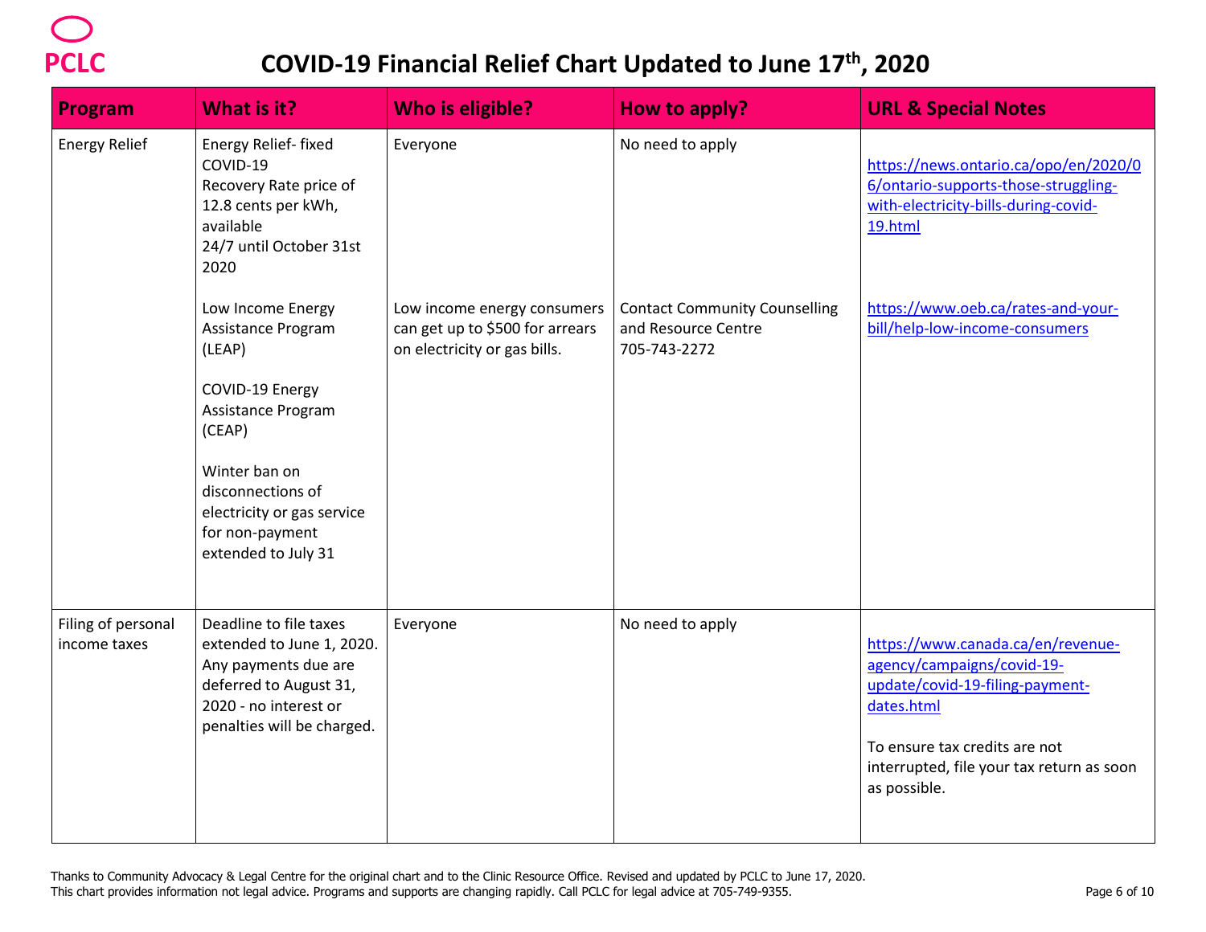PCLC

# COVID-19 Financial Relief Chart Updated to June 17th, 2020

| Program | What is it? | Who is eligible? | How to apply? | URL & Special Notes |
|---|---|---|---|---|
| Energy Relief | Energy Relief- fixed COVID-19 Recovery Rate price of 12.8 cents per kWh, available 24/7 until October 31st 2020 | Everyone | No need to apply | https://news.ontario.ca/opo/en/2020/06/ontario-supports-those-struggling-with-electricity-bills-during-covid-19.html |
| | Low Income Energy Assistance Program (LEAP)<br><br>COVID-19 Energy Assistance Program (CEAP)<br><br>Winter ban on disconnections of electricity or gas service for non-payment extended to July 31 | Low income energy consumers can get up to $500 for arrears on electricity or gas bills. | Contact Community Counselling and Resource Centre 705-743-2272 | https://www.oeb.ca/rates-and-your-bill/help-low-income-consumers |
| Filing of personal income taxes | Deadline to file taxes extended to June 1, 2020. Any payments due are deferred to August 31, 2020 - no interest or penalties will be charged. | Everyone | No need to apply | https://www.canada.ca/en/revenue-agency/campaigns/covid-19-update/covid-19-filing-payment-dates.html<br><br>To ensure tax credits are not interrupted, file your tax return as soon as possible. |

Thanks to Community Advocacy & Legal Centre for the original chart and to the Clinic Resource Office. Revised and updated by PCLC to June 17, 2020.
This chart provides information not legal advice. Programs and supports are changing rapidly. Call PCLC for legal advice at 705-749-9355.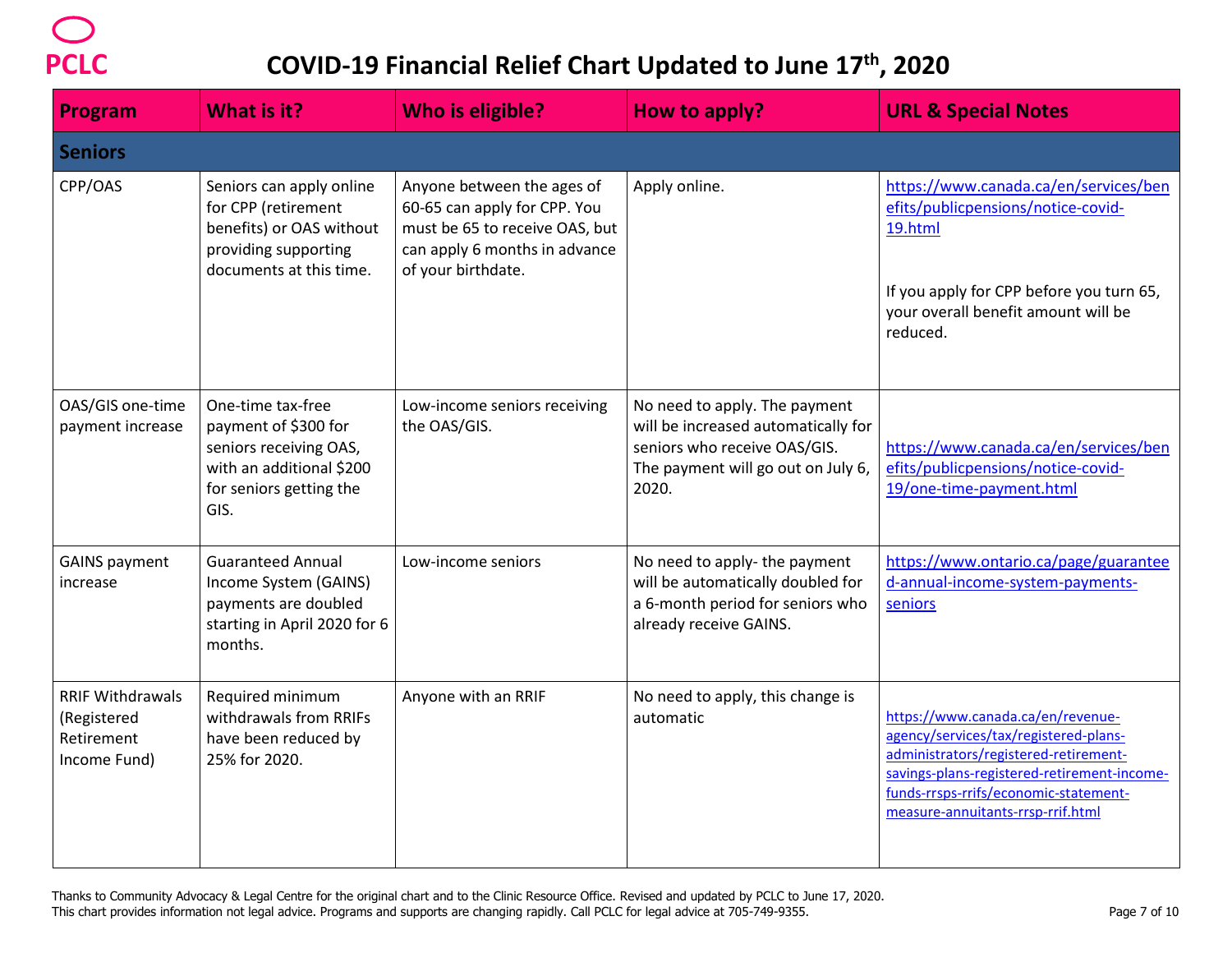# COVID-19 Financial Relief Chart Updated to June 17th, 2020

| Program | What is it? | Who is eligible? | How to apply? | URL & Special Notes |
|---|---|---|---|---|
| **Seniors** | | | | |
| CPP/OAS | Seniors can apply online for CPP (retirement benefits) or OAS without providing supporting documents at this time. | Anyone between the ages of 60-65 can apply for CPP. You must be 65 to receive OAS, but can apply 6 months in advance of your birthdate. | Apply online. | https://www.canada.ca/en/services/benefits/publicpensions/notice-covid-19.html<br><br>If you apply for CPP before you turn 65, your overall benefit amount will be reduced. |
| OAS/GIS one-time payment increase | One-time tax-free payment of $300 for seniors receiving OAS, with an additional $200 for seniors getting the GIS. | Low-income seniors receiving the OAS/GIS. | No need to apply. The payment will be increased automatically for seniors who receive OAS/GIS. The payment will go out on July 6, 2020. | https://www.canada.ca/en/services/benefits/publicpensions/notice-covid-19/one-time-payment.html |
| GAINS payment increase | Guaranteed Annual Income System (GAINS) payments are doubled starting in April 2020 for 6 months. | Low-income seniors | No need to apply- the payment will be automatically doubled for a 6-month period for seniors who already receive GAINS. | https://www.ontario.ca/page/guaranteed-annual-income-system-payments-seniors |
| RRIF Withdrawals (Registered Retirement Income Fund) | Required minimum withdrawals from RRIFs have been reduced by 25% for 2020. | Anyone with an RRIF | No need to apply, this change is automatic | https://www.canada.ca/en/revenue-agency/services/tax/registered-plans-administrators/registered-retirement-savings-plans-registered-retirement-income-funds-rrsps-rrifs/economic-statement-measure-annuitants-rrsp-rrif.html |

Thanks to Community Advocacy & Legal Centre for the original chart and to the Clinic Resource Office. Revised and updated by PCLC to June 17, 2020.
This chart provides information not legal advice. Programs and supports are changing rapidly. Call PCLC for legal advice at 705-749-9355.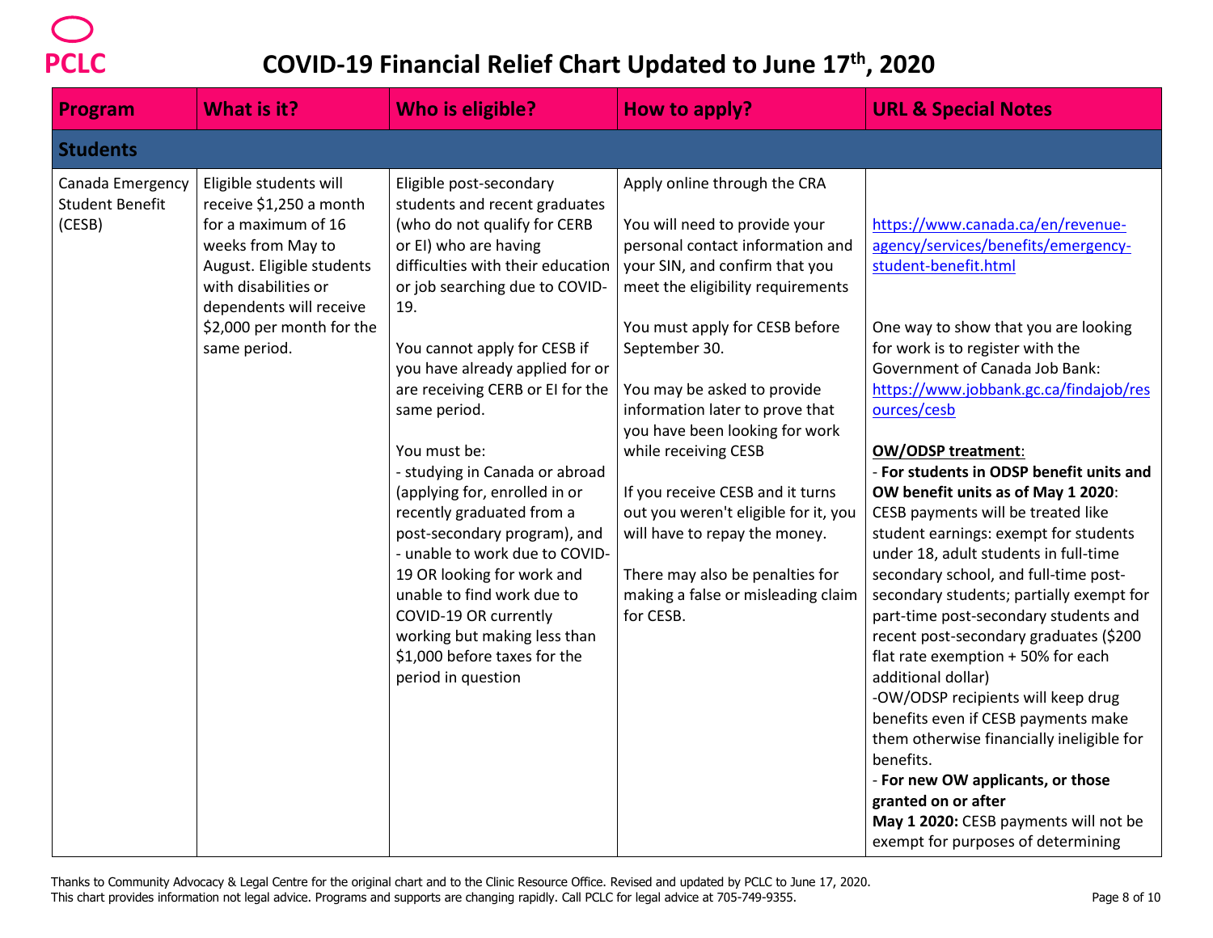# COVID-19 Financial Relief Chart Updated to June 17th, 2020

| Program | What is it? | Who is eligible? | How to apply? | URL & Special Notes |
|---|---|---|---|---|
| **Students** | | | | |
| Canada Emergency Student Benefit (CESB) | Eligible students will receive $1,250 a month for a maximum of 16 weeks from May to August. Eligible students with disabilities or dependents will receive $2,000 per month for the same period. | Eligible post-secondary students and recent graduates (who do not qualify for CERB or EI) who are having difficulties with their education or job searching due to COVID-19.<br><br>You cannot apply for CESB if you have already applied for or are receiving CERB or EI for the same period.<br><br>You must be:<br>- studying in Canada or abroad (applying for, enrolled in or recently graduated from a post-secondary program), and<br>- unable to work due to COVID-19 OR looking for work and unable to find work due to COVID-19 OR currently working but making less than $1,000 before taxes for the period in question | Apply online through the CRA<br><br>You will need to provide your personal contact information and your SIN, and confirm that you meet the eligibility requirements<br><br>You must apply for CESB before September 30.<br><br>You may be asked to provide information later to prove that you have been looking for work while receiving CESB<br><br>If you receive CESB and it turns out you weren't eligible for it, you will have to repay the money.<br><br>There may also be penalties for making a false or misleading claim for CESB. | https://www.canada.ca/en/revenue-agency/services/benefits/emergency-student-benefit.html<br><br>One way to show that you are looking for work is to register with the Government of Canada Job Bank: https://www.jobbank.gc.ca/findajob/resources/cesb<br><br>**OW/ODSP treatment**:<br>- **For students in ODSP benefit units and OW benefit units as of May 1 2020**: CESB payments will be treated like student earnings: exempt for students under 18, adult students in full-time secondary school, and full-time post-secondary students; partially exempt for part-time post-secondary students and recent post-secondary graduates ($200 flat rate exemption + 50% for each additional dollar)<br>-OW/ODSP recipients will keep drug benefits even if CESB payments make them otherwise financially ineligible for benefits.<br>- **For new OW applicants, or those granted on or after May 1 2020:** CESB payments will not be exempt for purposes of determining |

Thanks to Community Advocacy & Legal Centre for the original chart and to the Clinic Resource Office. Revised and updated by PCLC to June 17, 2020.
This chart provides information not legal advice. Programs and supports are changing rapidly. Call PCLC for legal advice at 705-749-9355.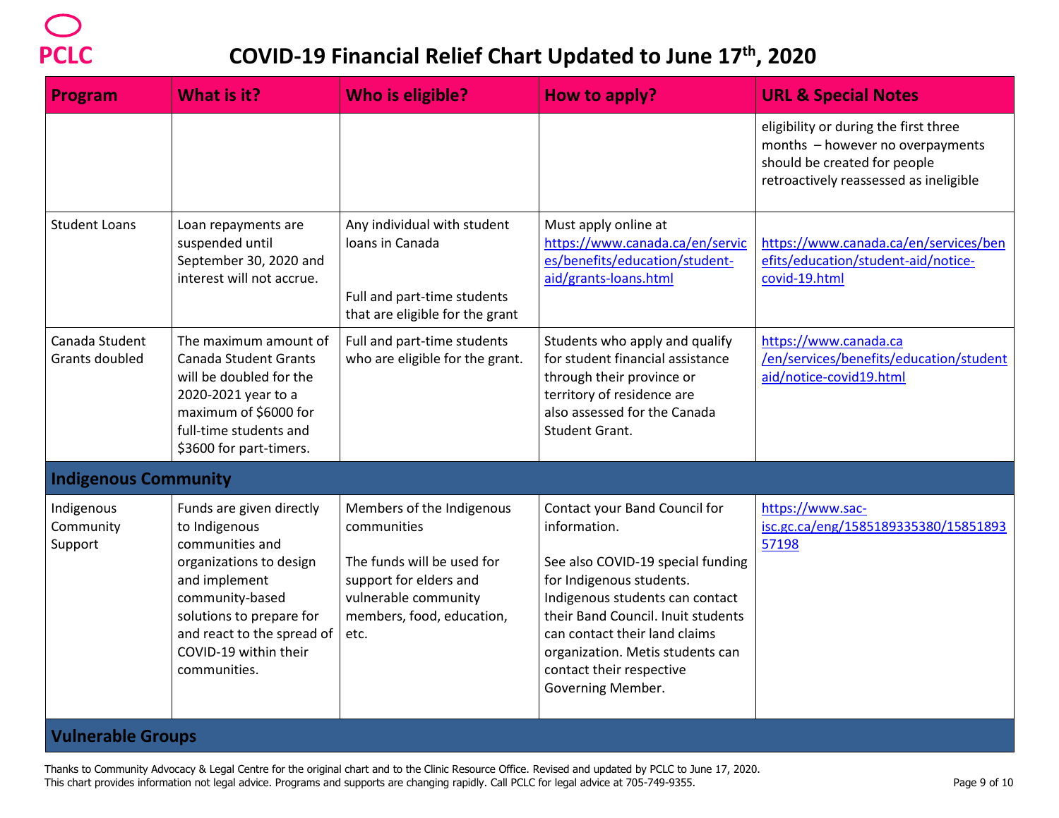# COVID-19 Financial Relief Chart Updated to June 17th, 2020

| Program | What is it? | Who is eligible? | How to apply? | URL & Special Notes |
|---|---|---|---|---|
| | | | | eligibility or during the first three months – however no overpayments should be created for people retroactively reassessed as ineligible |
| Student Loans | Loan repayments are suspended until September 30, 2020 and interest will not accrue. | Any individual with student loans in Canada<br><br>Full and part-time students that are eligible for the grant | Must apply online at https://www.canada.ca/en/services/benefits/education/student-aid/grants-loans.html | https://www.canada.ca/en/services/benefits/education/student-aid/notice-covid-19.html |
| Canada Student Grants doubled | The maximum amount of Canada Student Grants will be doubled for the 2020-2021 year to a maximum of $6000 for full-time students and $3600 for part-timers. | Full and part-time students who are eligible for the grant. | Students who apply and qualify for student financial assistance through their province or territory of residence are also assessed for the Canada Student Grant. | https://www.canada.ca/en/services/benefits/education/studentaid/notice-covid19.html |
| **Indigenous Community** | | | | |
| Indigenous Community Support | Funds are given directly to Indigenous communities and organizations to design and implement community-based solutions to prepare for and react to the spread of COVID-19 within their communities. | Members of the Indigenous communities<br><br>The funds will be used for support for elders and vulnerable community members, food, education, etc. | Contact your Band Council for information.<br><br>See also COVID-19 special funding for Indigenous students. Indigenous students can contact their Band Council. Inuit students can contact their land claims organization. Metis students can contact their respective Governing Member. | https://www.sac-isc.gc.ca/eng/1585189335380/1585189357198 |
| **Vulnerable Groups** | | | | |

Thanks to Community Advocacy & Legal Centre for the original chart and to the Clinic Resource Office. Revised and updated by PCLC to June 17, 2020.
This chart provides information not legal advice. Programs and supports are changing rapidly. Call PCLC for legal advice at 705-749-9355.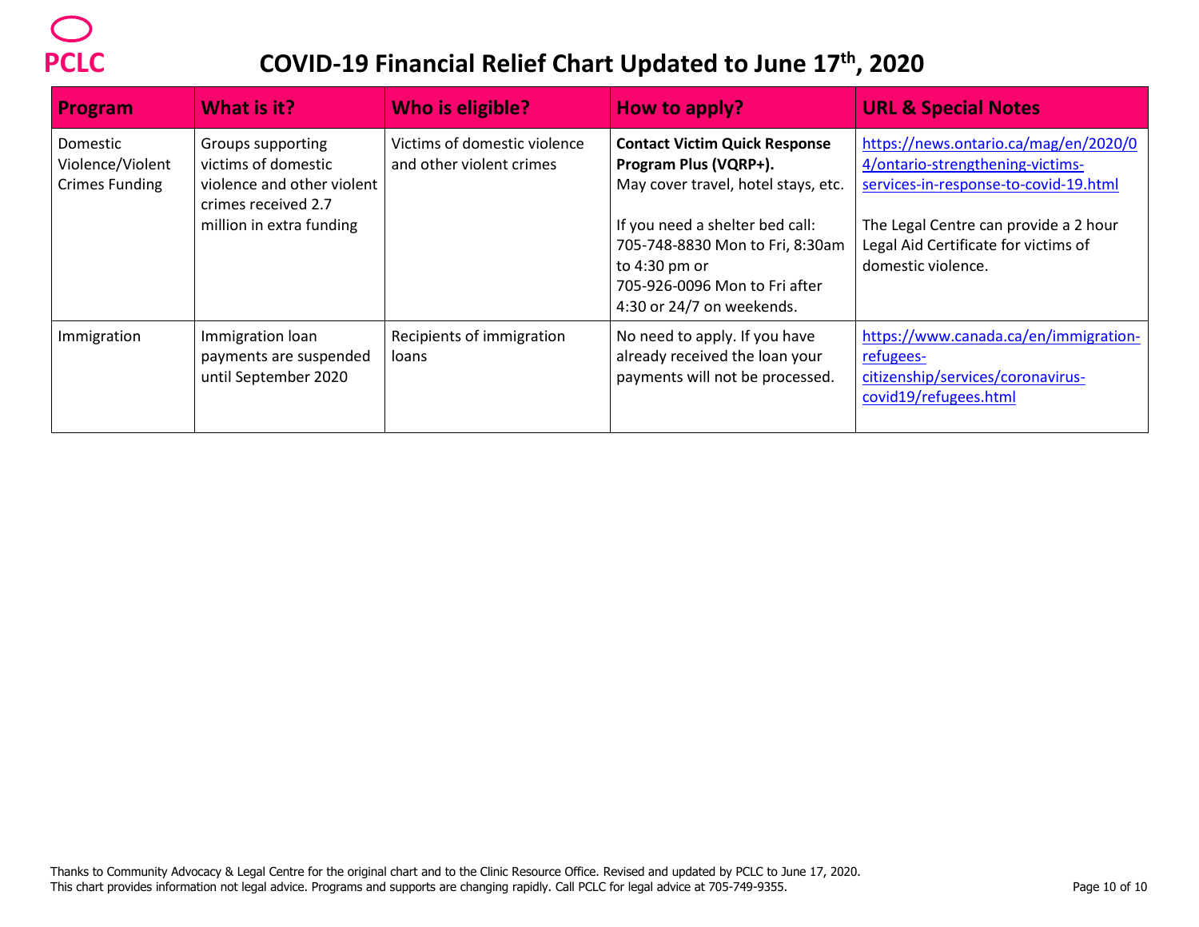# COVID-19 Financial Relief Chart Updated to June 17th, 2020

| Program | What is it? | Who is eligible? | How to apply? | URL & Special Notes |
|---|---|---|---|---|
| Domestic Violence/Violent Crimes Funding | Groups supporting victims of domestic violence and other violent crimes received 2.7 million in extra funding | Victims of domestic violence and other violent crimes | **Contact Victim Quick Response Program Plus (VQRP+).** May cover travel, hotel stays, etc.<br><br>If you need a shelter bed call: 705-748-8830 Mon to Fri, 8:30am to 4:30 pm or 705-926-0096 Mon to Fri after 4:30 or 24/7 on weekends. | https://news.ontario.ca/mag/en/2020/04/ontario-strengthening-victims-services-in-response-to-covid-19.html<br><br>The Legal Centre can provide a 2 hour Legal Aid Certificate for victims of domestic violence. |
| Immigration | Immigration loan payments are suspended until September 2020 | Recipients of immigration loans | No need to apply. If you have already received the loan your payments will not be processed. | https://www.canada.ca/en/immigration-refugees-citizenship/services/coronavirus-covid19/refugees.html |

Thanks to Community Advocacy & Legal Centre for the original chart and to the Clinic Resource Office. Revised and updated by PCLC to June 17, 2020.
This chart provides information not legal advice. Programs and supports are changing rapidly. Call PCLC for legal advice at 705-749-9355.